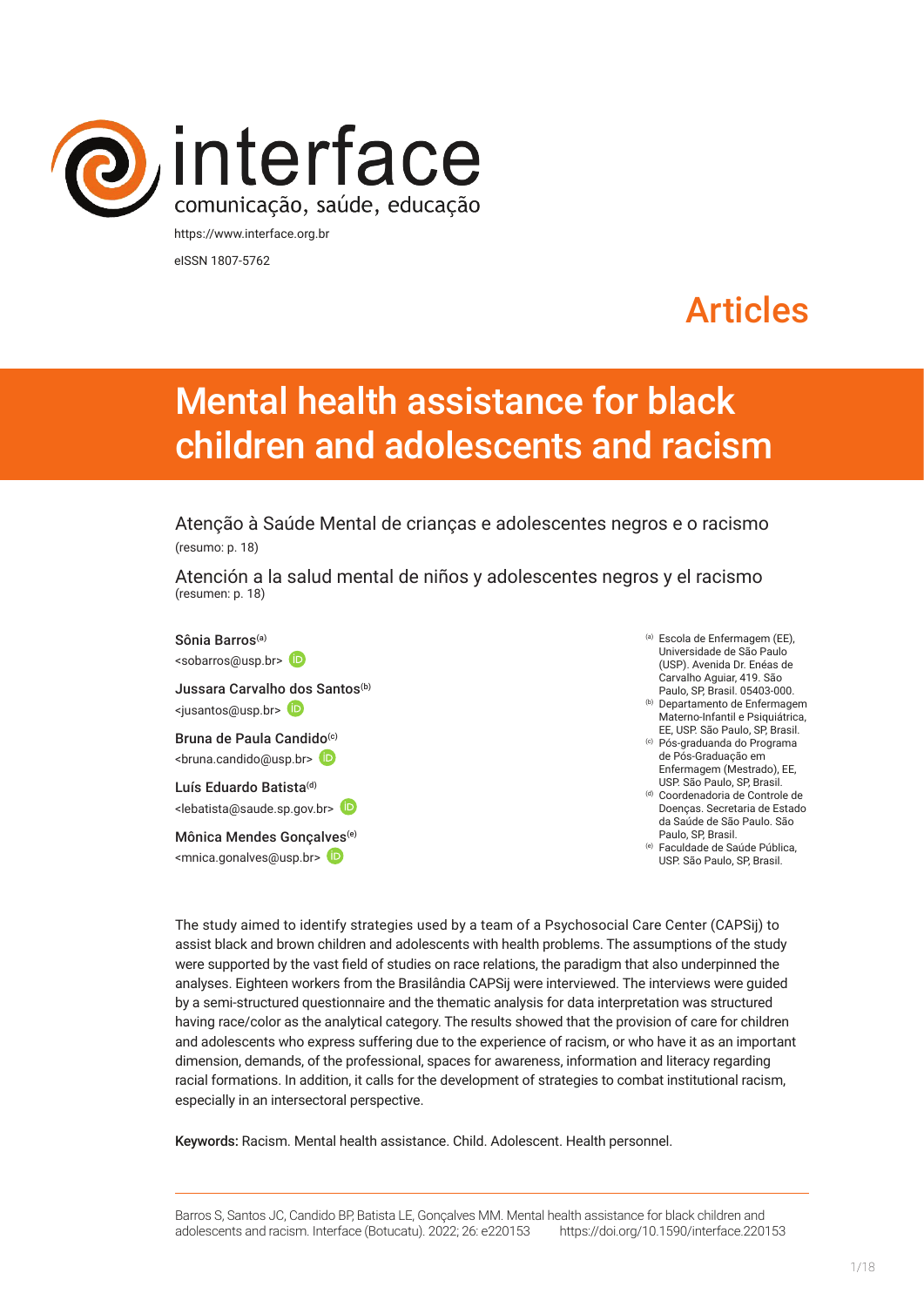interface
comunicação, saúde, educação

https://www.interface.org.br

eISSN 1807-5762

Articles

# Mental health assistance for black children and adolescents and racism

Atenção à Saúde Mental de crianças e adolescentes negros e o racismo
(resumo: p. 18)

Atención a la salud mental de niños y adolescentes negros y el racismo
(resumen: p. 18)

**Sônia Barros**[a]
<sobarros@usp.br>

**Jussara Carvalho dos Santos**[b]
<jusantos@usp.br>

**Bruna de Paula Candido**[c]
<bruna.candido@usp.br>

**Luís Eduardo Batista**[d]
<lebatista@saude.sp.gov.br>

**Mônica Mendes Gonçalves**[e]
<mnica.gonalves@usp.br>

[a] Escola de Enfermagem (EE), Universidade de São Paulo (USP). Avenida Dr. Enéas de Carvalho Aguiar, 419. São Paulo, SP, Brasil. 05403-000.
[b] Departamento de Enfermagem Materno-Infantil e Psiquiátrica, EE, USP. São Paulo, SP, Brasil.
[c] Pós-graduanda do Programa de Pós-Graduação em Enfermagem (Mestrado), EE, USP. São Paulo, SP, Brasil.
[d] Coordenadoria de Controle de Doenças. Secretaria de Estado da Saúde de São Paulo. São Paulo, SP, Brasil.
[e] Faculdade de Saúde Pública, USP. São Paulo, SP, Brasil.

The study aimed to identify strategies used by a team of a Psychosocial Care Center (CAPSij) to assist black and brown children and adolescents with health problems. The assumptions of the study were supported by the vast field of studies on race relations, the paradigm that also underpinned the analyses. Eighteen workers from the Brasilândia CAPSij were interviewed. The interviews were guided by a semi-structured questionnaire and the thematic analysis for data interpretation was structured having race/color as the analytical category. The results showed that the provision of care for children and adolescents who express suffering due to the experience of racism, or who have it as an important dimension, demands, of the professional, spaces for awareness, information and literacy regarding racial formations. In addition, it calls for the development of strategies to combat institutional racism, especially in an intersectoral perspective.

**Keywords:** Racism. Mental health assistance. Child. Adolescent. Health personnel.

Barros S, Santos JC, Candido BP, Batista LE, Gonçalves MM. Mental health assistance for black children and adolescents and racism. Interface (Botucatu). 2022; 26: e220153 https://doi.org/10.1590/interface.220153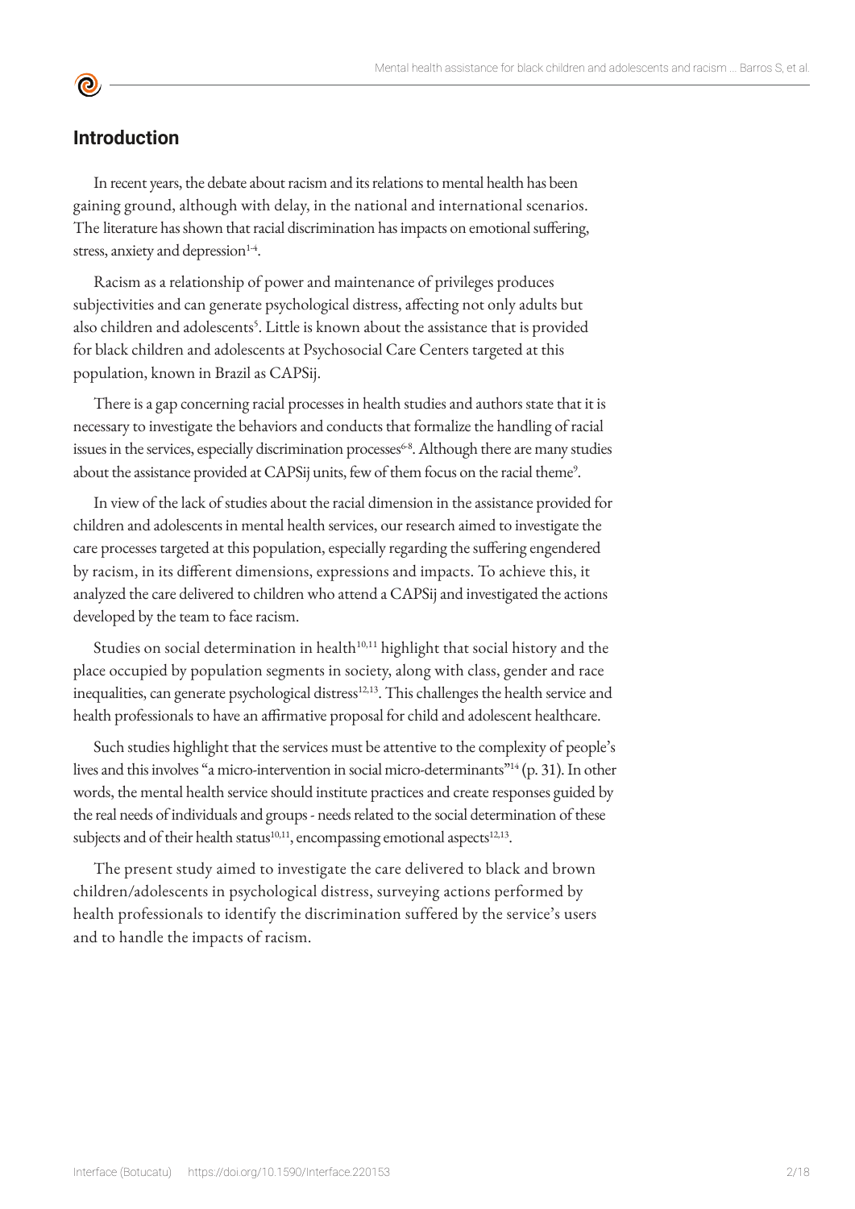## Introduction

In recent years, the debate about racism and its relations to mental health has been gaining ground, although with delay, in the national and international scenarios. The literature has shown that racial discrimination has impacts on emotional suffering, stress, anxiety and depression[1-4].

Racism as a relationship of power and maintenance of privileges produces subjectivities and can generate psychological distress, affecting not only adults but also children and adolescents[5]. Little is known about the assistance that is provided for black children and adolescents at Psychosocial Care Centers targeted at this population, known in Brazil as CAPSij.

There is a gap concerning racial processes in health studies and authors state that it is necessary to investigate the behaviors and conducts that formalize the handling of racial issues in the services, especially discrimination processes[6-8]. Although there are many studies about the assistance provided at CAPSij units, few of them focus on the racial theme[9].

In view of the lack of studies about the racial dimension in the assistance provided for children and adolescents in mental health services, our research aimed to investigate the care processes targeted at this population, especially regarding the suffering engendered by racism, in its different dimensions, expressions and impacts. To achieve this, it analyzed the care delivered to children who attend a CAPSij and investigated the actions developed by the team to face racism.

Studies on social determination in health[10,11] highlight that social history and the place occupied by population segments in society, along with class, gender and race inequalities, can generate psychological distress[12,13]. This challenges the health service and health professionals to have an affirmative proposal for child and adolescent healthcare.

Such studies highlight that the services must be attentive to the complexity of people's lives and this involves "a micro-intervention in social micro-determinants"[14] (p. 31). In other words, the mental health service should institute practices and create responses guided by the real needs of individuals and groups - needs related to the social determination of these subjects and of their health status[10,11], encompassing emotional aspects[12,13].

The present study aimed to investigate the care delivered to black and brown children/adolescents in psychological distress, surveying actions performed by health professionals to identify the discrimination suffered by the service's users and to handle the impacts of racism.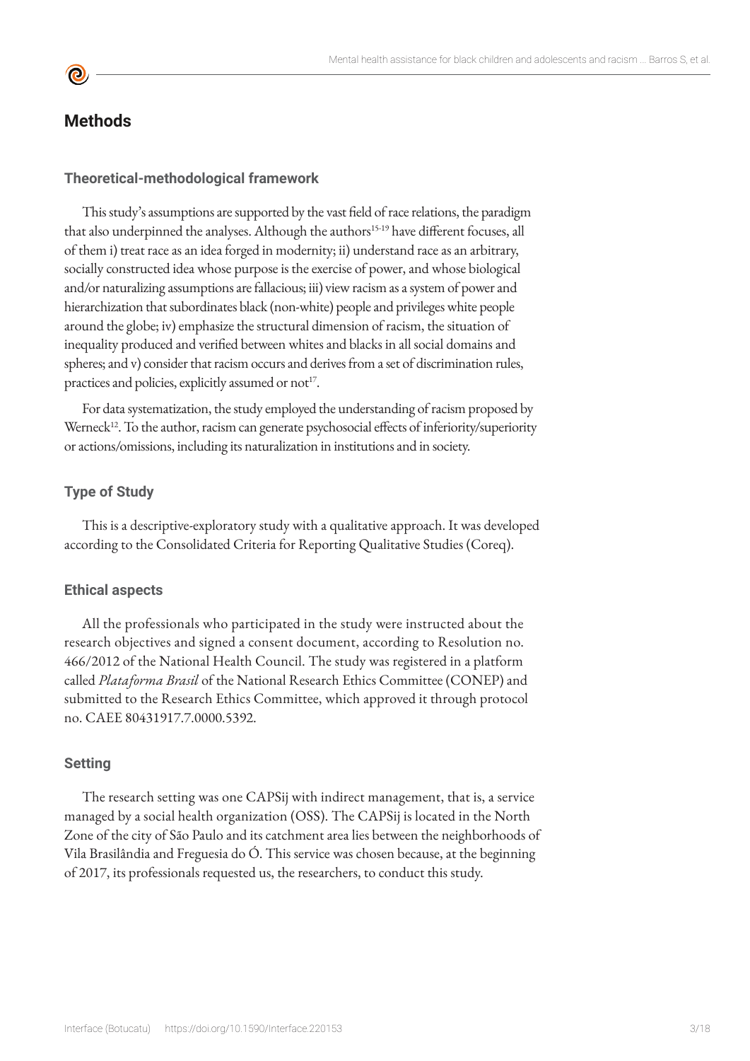## Methods

### Theoretical-methodological framework

This study's assumptions are supported by the vast field of race relations, the paradigm that also underpinned the analyses. Although the authors[15-19] have different focuses, all of them i) treat race as an idea forged in modernity; ii) understand race as an arbitrary, socially constructed idea whose purpose is the exercise of power, and whose biological and/or naturalizing assumptions are fallacious; iii) view racism as a system of power and hierarchization that subordinates black (non-white) people and privileges white people around the globe; iv) emphasize the structural dimension of racism, the situation of inequality produced and verified between whites and blacks in all social domains and spheres; and v) consider that racism occurs and derives from a set of discrimination rules, practices and policies, explicitly assumed or not[17].

For data systematization, the study employed the understanding of racism proposed by Werneck[12]. To the author, racism can generate psychosocial effects of inferiority/superiority or actions/omissions, including its naturalization in institutions and in society.

### Type of Study

This is a descriptive-exploratory study with a qualitative approach. It was developed according to the Consolidated Criteria for Reporting Qualitative Studies (Coreq).

### Ethical aspects

All the professionals who participated in the study were instructed about the research objectives and signed a consent document, according to Resolution no. 466/2012 of the National Health Council. The study was registered in a platform called *Plataforma Brasil* of the National Research Ethics Committee (CONEP) and submitted to the Research Ethics Committee, which approved it through protocol no. CAEE 80431917.7.0000.5392.

### Setting

The research setting was one CAPSij with indirect management, that is, a service managed by a social health organization (OSS). The CAPSij is located in the North Zone of the city of São Paulo and its catchment area lies between the neighborhoods of Vila Brasilândia and Freguesia do Ó. This service was chosen because, at the beginning of 2017, its professionals requested us, the researchers, to conduct this study.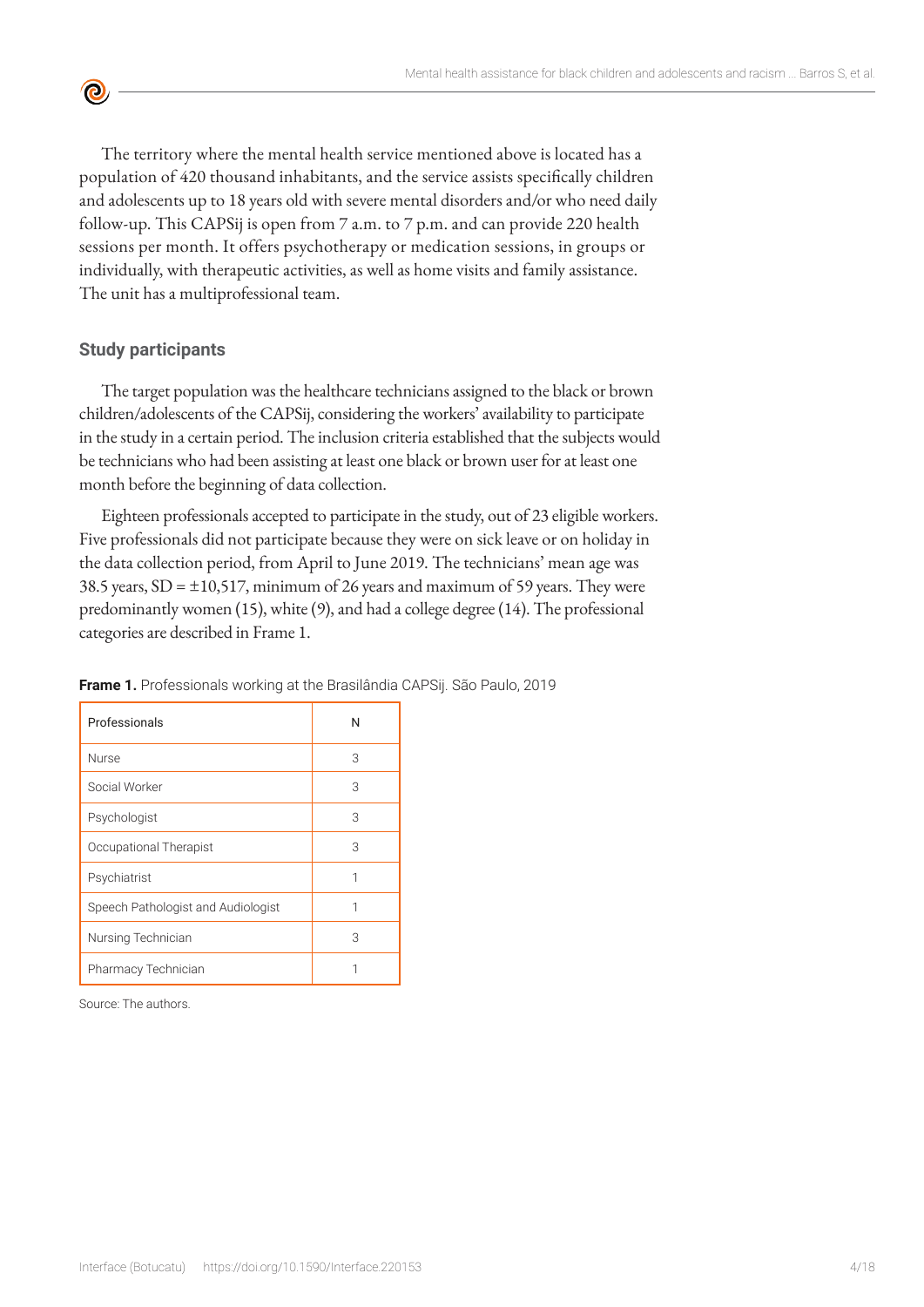The territory where the mental health service mentioned above is located has a population of 420 thousand inhabitants, and the service assists specifically children and adolescents up to 18 years old with severe mental disorders and/or who need daily follow-up. This CAPSij is open from 7 a.m. to 7 p.m. and can provide 220 health sessions per month. It offers psychotherapy or medication sessions, in groups or individually, with therapeutic activities, as well as home visits and family assistance. The unit has a multiprofessional team.

## Study participants

The target population was the healthcare technicians assigned to the black or brown children/adolescents of the CAPSij, considering the workers' availability to participate in the study in a certain period. The inclusion criteria established that the subjects would be technicians who had been assisting at least one black or brown user for at least one month before the beginning of data collection.

Eighteen professionals accepted to participate in the study, out of 23 eligible workers. Five professionals did not participate because they were on sick leave or on holiday in the data collection period, from April to June 2019. The technicians' mean age was 38.5 years, SD = ±10,517, minimum of 26 years and maximum of 59 years. They were predominantly women (15), white (9), and had a college degree (14). The professional categories are described in Frame 1.

**Frame 1.** Professionals working at the Brasilândia CAPSij. São Paulo, 2019

| Professionals | N |
|---|---|
| Nurse | 3 |
| Social Worker | 3 |
| Psychologist | 3 |
| Occupational Therapist | 3 |
| Psychiatrist | 1 |
| Speech Pathologist and Audiologist | 1 |
| Nursing Technician | 3 |
| Pharmacy Technician | 1 |

Source: The authors.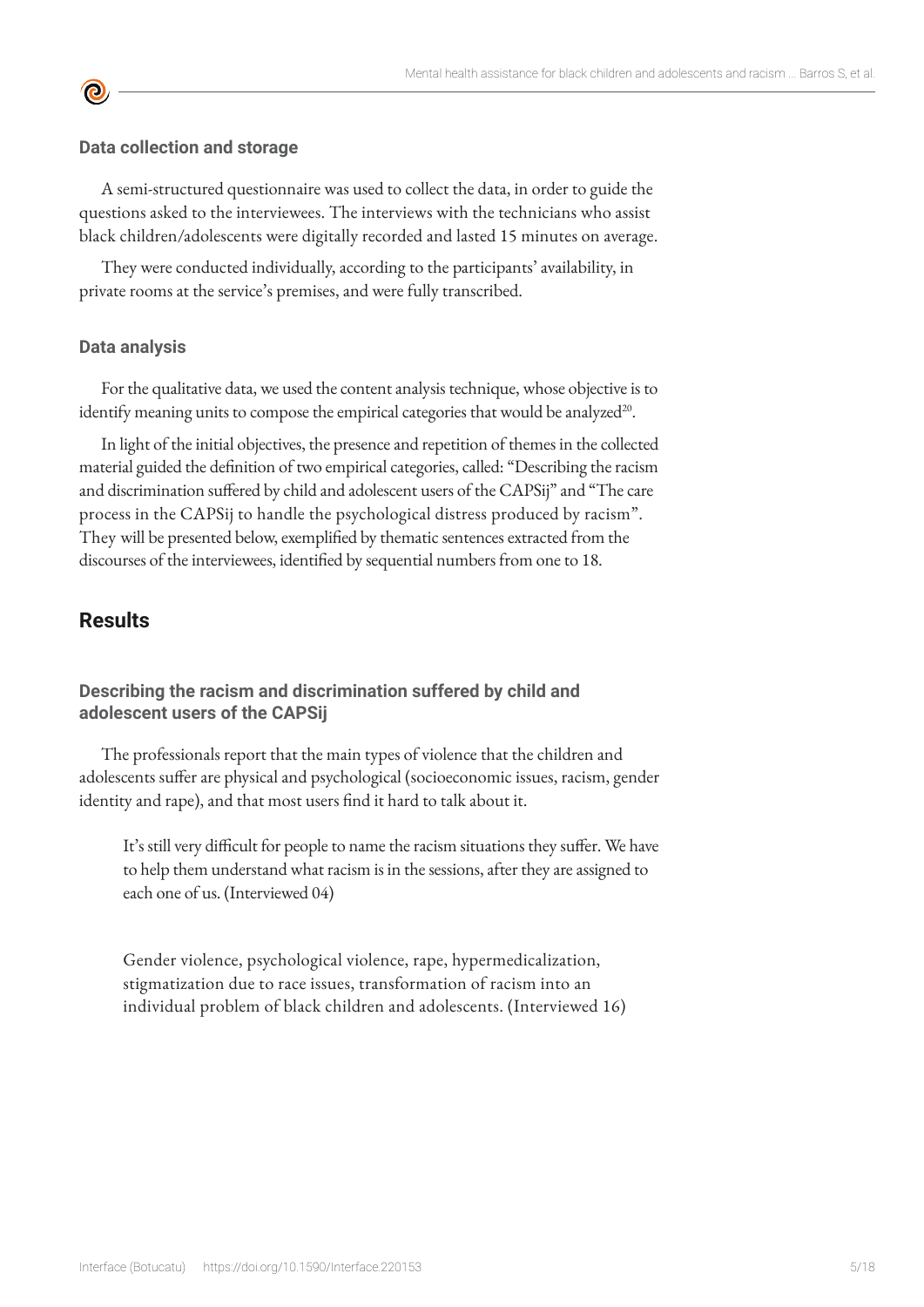### Data collection and storage

A semi-structured questionnaire was used to collect the data, in order to guide the questions asked to the interviewees. The interviews with the technicians who assist black children/adolescents were digitally recorded and lasted 15 minutes on average.

They were conducted individually, according to the participants' availability, in private rooms at the service's premises, and were fully transcribed.

### Data analysis

For the qualitative data, we used the content analysis technique, whose objective is to identify meaning units to compose the empirical categories that would be analyzed[20].

In light of the initial objectives, the presence and repetition of themes in the collected material guided the definition of two empirical categories, called: "Describing the racism and discrimination suffered by child and adolescent users of the CAPSij" and "The care process in the CAPSij to handle the psychological distress produced by racism". They will be presented below, exemplified by thematic sentences extracted from the discourses of the interviewees, identified by sequential numbers from one to 18.

## Results

### Describing the racism and discrimination suffered by child and adolescent users of the CAPSij

The professionals report that the main types of violence that the children and adolescents suffer are physical and psychological (socioeconomic issues, racism, gender identity and rape), and that most users find it hard to talk about it.

> It's still very difficult for people to name the racism situations they suffer. We have to help them understand what racism is in the sessions, after they are assigned to each one of us. (Interviewed 04)

> Gender violence, psychological violence, rape, hypermedicalization, stigmatization due to race issues, transformation of racism into an individual problem of black children and adolescents. (Interviewed 16)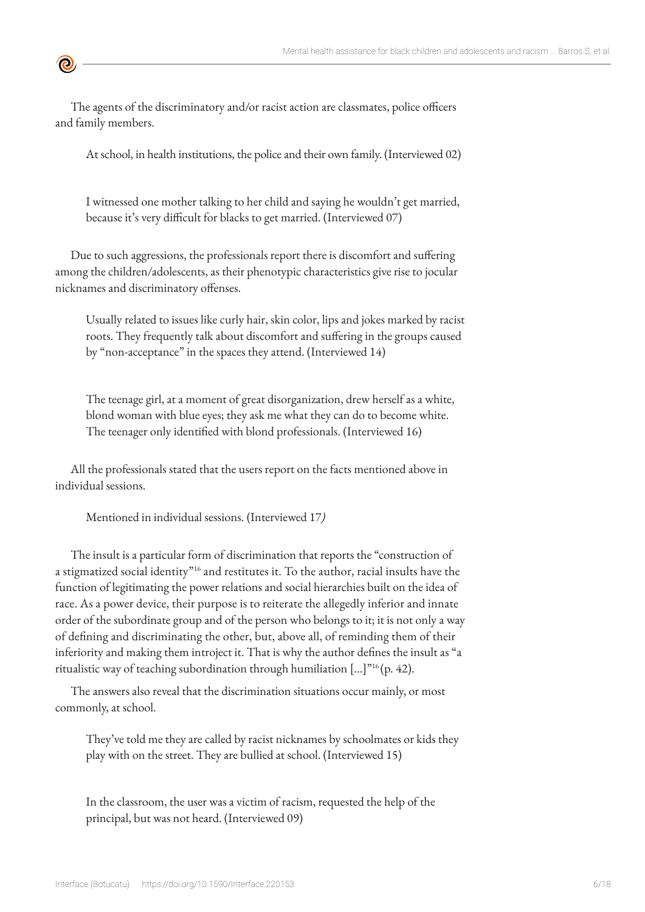The agents of the discriminatory and/or racist action are classmates, police officers and family members.

> At school, in health institutions, the police and their own family. (Interviewed 02)

> I witnessed one mother talking to her child and saying he wouldn't get married, because it's very difficult for blacks to get married. (Interviewed 07)

Due to such aggressions, the professionals report there is discomfort and suffering among the children/adolescents, as their phenotypic characteristics give rise to jocular nicknames and discriminatory offenses.

> Usually related to issues like curly hair, skin color, lips and jokes marked by racist roots. They frequently talk about discomfort and suffering in the groups caused by "non-acceptance" in the spaces they attend. (Interviewed 14)

> The teenage girl, at a moment of great disorganization, drew herself as a white, blond woman with blue eyes; they ask me what they can do to become white. The teenager only identified with blond professionals. (Interviewed 16)

All the professionals stated that the users report on the facts mentioned above in individual sessions.

> Mentioned in individual sessions. (Interviewed 17*)*

The insult is a particular form of discrimination that reports the "construction of a stigmatized social identity"[16] and restitutes it. To the author, racial insults have the function of legitimating the power relations and social hierarchies built on the idea of race. As a power device, their purpose is to reiterate the allegedly inferior and innate order of the subordinate group and of the person who belongs to it; it is not only a way of defining and discriminating the other, but, above all, of reminding them of their inferiority and making them introject it. That is why the author defines the insult as "a ritualistic way of teaching subordination through humiliation [...]"[16](p. 42).

The answers also reveal that the discrimination situations occur mainly, or most commonly, at school.

> They've told me they are called by racist nicknames by schoolmates or kids they play with on the street. They are bullied at school. (Interviewed 15)

> In the classroom, the user was a victim of racism, requested the help of the principal, but was not heard. (Interviewed 09)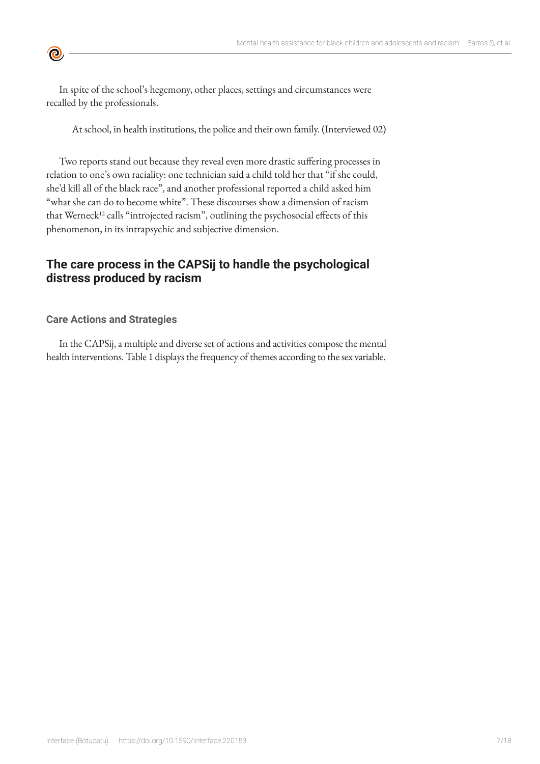In spite of the school's hegemony, other places, settings and circumstances were recalled by the professionals.

> At school, in health institutions, the police and their own family. (Interviewed 02)

Two reports stand out because they reveal even more drastic suffering processes in relation to one's own raciality: one technician said a child told her that "if she could, she'd kill all of the black race", and another professional reported a child asked him "what she can do to become white". These discourses show a dimension of racism that Werneck[12] calls "introjected racism", outlining the psychosocial effects of this phenomenon, in its intrapsychic and subjective dimension.

## The care process in the CAPSij to handle the psychological distress produced by racism

### Care Actions and Strategies

In the CAPSij, a multiple and diverse set of actions and activities compose the mental health interventions. Table 1 displays the frequency of themes according to the sex variable.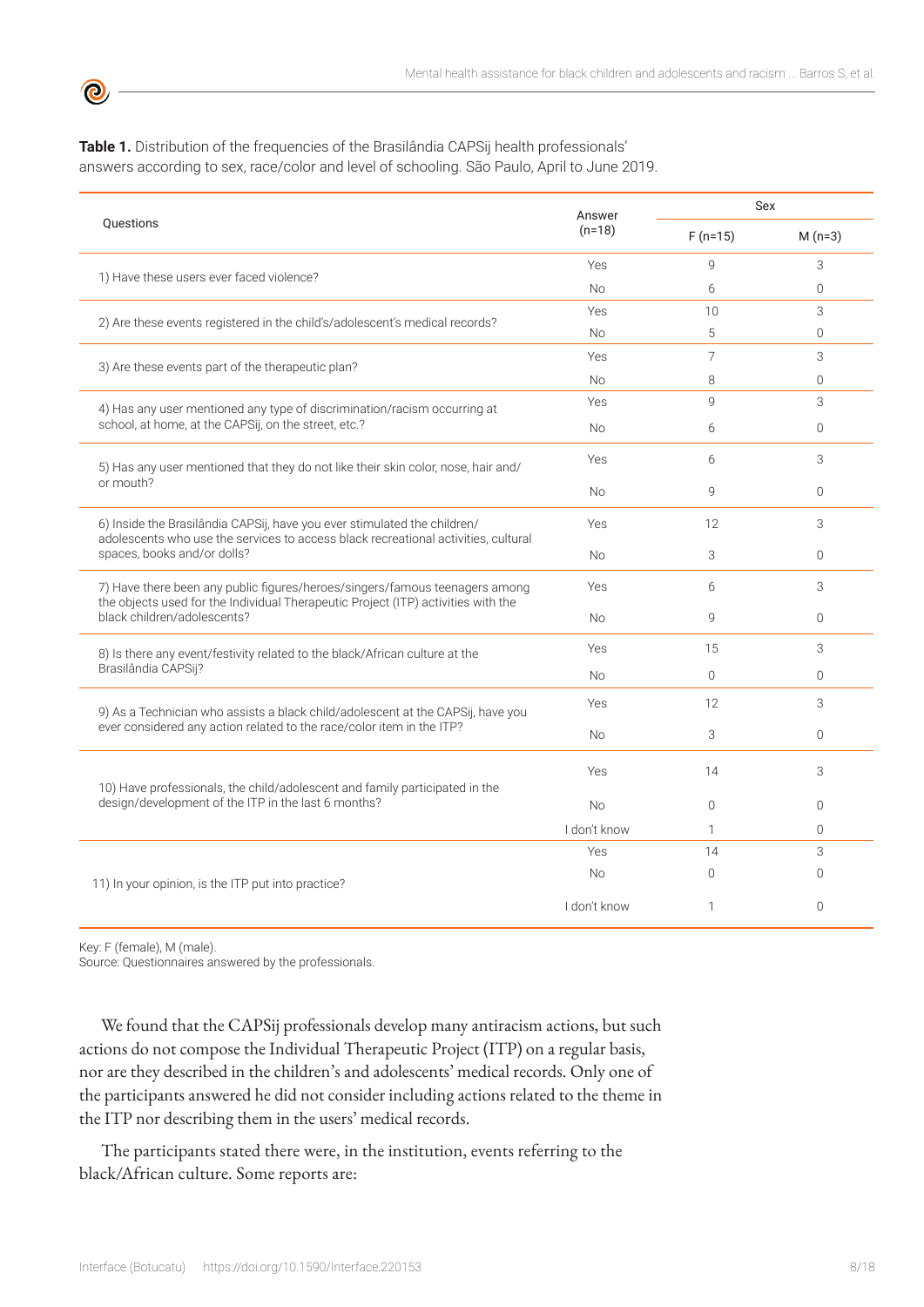**Table 1.** Distribution of the frequencies of the Brasilândia CAPSij health professionals' answers according to sex, race/color and level of schooling. São Paulo, April to June 2019.

| Questions | Answer (n=18) | Sex | |
|---|---|---|---|
| | | F (n=15) | M (n=3) |
| 1) Have these users ever faced violence? | Yes | 9 | 3 |
| | No | 6 | 0 |
| 2) Are these events registered in the child's/adolescent's medical records? | Yes | 10 | 3 |
| | No | 5 | 0 |
| 3) Are these events part of the therapeutic plan? | Yes | 7 | 3 |
| | No | 8 | 0 |
| 4) Has any user mentioned any type of discrimination/racism occurring at school, at home, at the CAPSij, on the street, etc.? | Yes | 9 | 3 |
| | No | 6 | 0 |
| 5) Has any user mentioned that they do not like their skin color, nose, hair and/or mouth? | Yes | 6 | 3 |
| | No | 9 | 0 |
| 6) Inside the Brasilândia CAPSij, have you ever stimulated the children/adolescents who use the services to access black recreational activities, cultural spaces, books and/or dolls? | Yes | 12 | 3 |
| | No | 3 | 0 |
| 7) Have there been any public figures/heroes/singers/famous teenagers among the objects used for the Individual Therapeutic Project (ITP) activities with the black children/adolescents? | Yes | 6 | 3 |
| | No | 9 | 0 |
| 8) Is there any event/festivity related to the black/African culture at the Brasilândia CAPSij? | Yes | 15 | 3 |
| | No | 0 | 0 |
| 9) As a Technician who assists a black child/adolescent at the CAPSij, have you ever considered any action related to the race/color item in the ITP? | Yes | 12 | 3 |
| | No | 3 | 0 |
| 10) Have professionals, the child/adolescent and family participated in the design/development of the ITP in the last 6 months? | Yes | 14 | 3 |
| | No | 0 | 0 |
| | I don't know | 1 | 0 |
| 11) In your opinion, is the ITP put into practice? | Yes | 14 | 3 |
| | No | 0 | 0 |
| | I don't know | 1 | 0 |

Key: F (female), M (male).
Source: Questionnaires answered by the professionals.

We found that the CAPSij professionals develop many antiracism actions, but such actions do not compose the Individual Therapeutic Project (ITP) on a regular basis, nor are they described in the children's and adolescents' medical records. Only one of the participants answered he did not consider including actions related to the theme in the ITP nor describing them in the users' medical records.

The participants stated there were, in the institution, events referring to the black/African culture. Some reports are: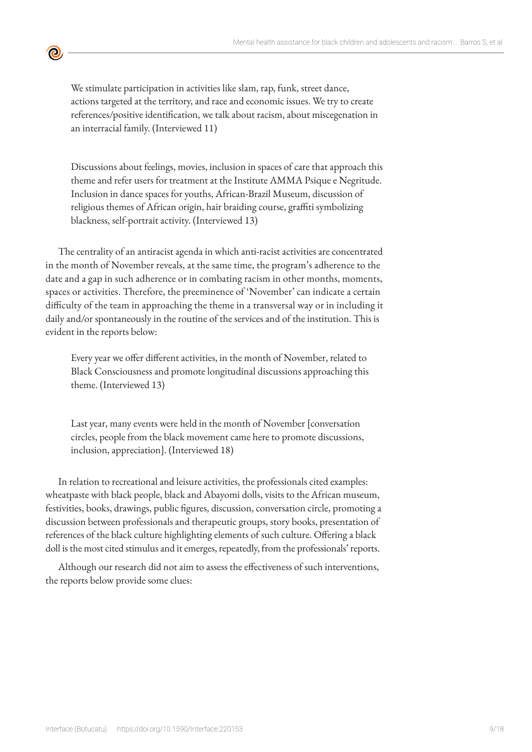> We stimulate participation in activities like slam, rap, funk, street dance, actions targeted at the territory, and race and economic issues. We try to create references/positive identification, we talk about racism, about miscegenation in an interracial family. (Interviewed 11)

> Discussions about feelings, movies, inclusion in spaces of care that approach this theme and refer users for treatment at the Institute AMMA Psique e Negritude. Inclusion in dance spaces for youths, African-Brazil Museum, discussion of religious themes of African origin, hair braiding course, graffiti symbolizing blackness, self-portrait activity. (Interviewed 13)

The centrality of an antiracist agenda in which anti-racist activities are concentrated in the month of November reveals, at the same time, the program's adherence to the date and a gap in such adherence or in combating racism in other months, moments, spaces or activities. Therefore, the preeminence of 'November' can indicate a certain difficulty of the team in approaching the theme in a transversal way or in including it daily and/or spontaneously in the routine of the services and of the institution. This is evident in the reports below:

> Every year we offer different activities, in the month of November, related to Black Consciousness and promote longitudinal discussions approaching this theme. (Interviewed 13)

> Last year, many events were held in the month of November [conversation circles, people from the black movement came here to promote discussions, inclusion, appreciation]. (Interviewed 18)

In relation to recreational and leisure activities, the professionals cited examples: wheatpaste with black people, black and Abayomi dolls, visits to the African museum, festivities, books, drawings, public figures, discussion, conversation circle, promoting a discussion between professionals and therapeutic groups, story books, presentation of references of the black culture highlighting elements of such culture. Offering a black doll is the most cited stimulus and it emerges, repeatedly, from the professionals' reports.

Although our research did not aim to assess the effectiveness of such interventions, the reports below provide some clues: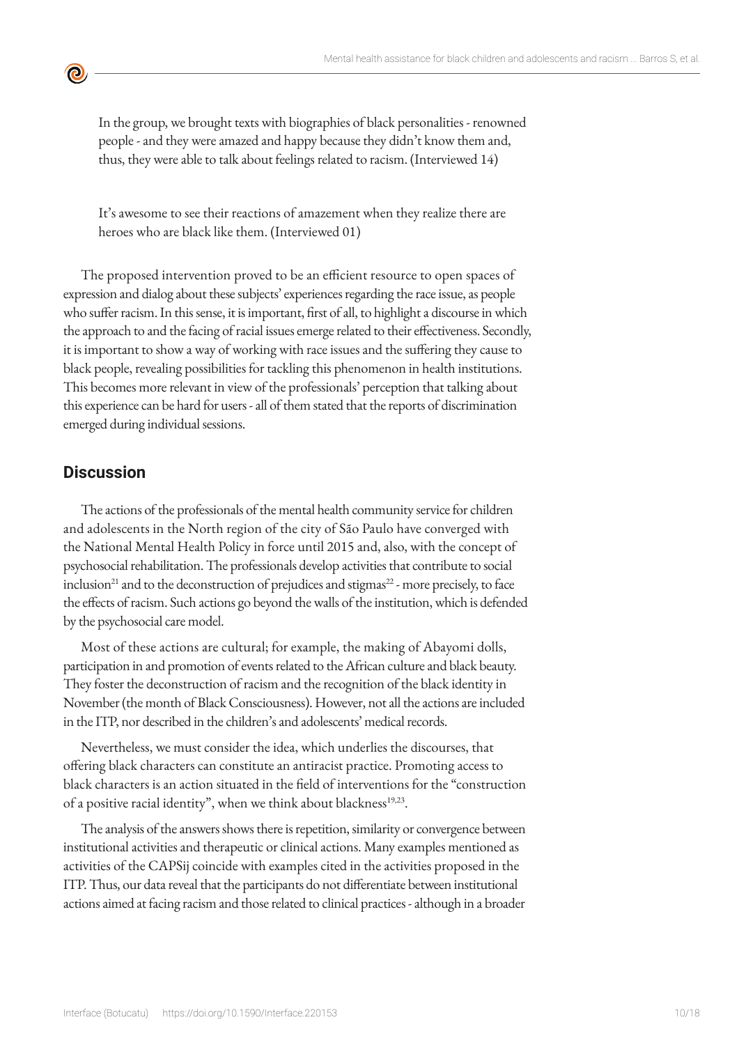In the group, we brought texts with biographies of black personalities - renowned people - and they were amazed and happy because they didn't know them and, thus, they were able to talk about feelings related to racism. (Interviewed 14)

It's awesome to see their reactions of amazement when they realize there are heroes who are black like them. (Interviewed 01)

The proposed intervention proved to be an efficient resource to open spaces of expression and dialog about these subjects' experiences regarding the race issue, as people who suffer racism. In this sense, it is important, first of all, to highlight a discourse in which the approach to and the facing of racial issues emerge related to their effectiveness. Secondly, it is important to show a way of working with race issues and the suffering they cause to black people, revealing possibilities for tackling this phenomenon in health institutions. This becomes more relevant in view of the professionals' perception that talking about this experience can be hard for users - all of them stated that the reports of discrimination emerged during individual sessions.

## Discussion

The actions of the professionals of the mental health community service for children and adolescents in the North region of the city of São Paulo have converged with the National Mental Health Policy in force until 2015 and, also, with the concept of psychosocial rehabilitation. The professionals develop activities that contribute to social inclusion[21] and to the deconstruction of prejudices and stigmas[22] - more precisely, to face the effects of racism. Such actions go beyond the walls of the institution, which is defended by the psychosocial care model.

Most of these actions are cultural; for example, the making of Abayomi dolls, participation in and promotion of events related to the African culture and black beauty. They foster the deconstruction of racism and the recognition of the black identity in November (the month of Black Consciousness). However, not all the actions are included in the ITP, nor described in the children's and adolescents' medical records.

Nevertheless, we must consider the idea, which underlies the discourses, that offering black characters can constitute an antiracist practice. Promoting access to black characters is an action situated in the field of interventions for the "construction of a positive racial identity", when we think about blackness[19,23].

The analysis of the answers shows there is repetition, similarity or convergence between institutional activities and therapeutic or clinical actions. Many examples mentioned as activities of the CAPSij coincide with examples cited in the activities proposed in the ITP. Thus, our data reveal that the participants do not differentiate between institutional actions aimed at facing racism and those related to clinical practices - although in a broader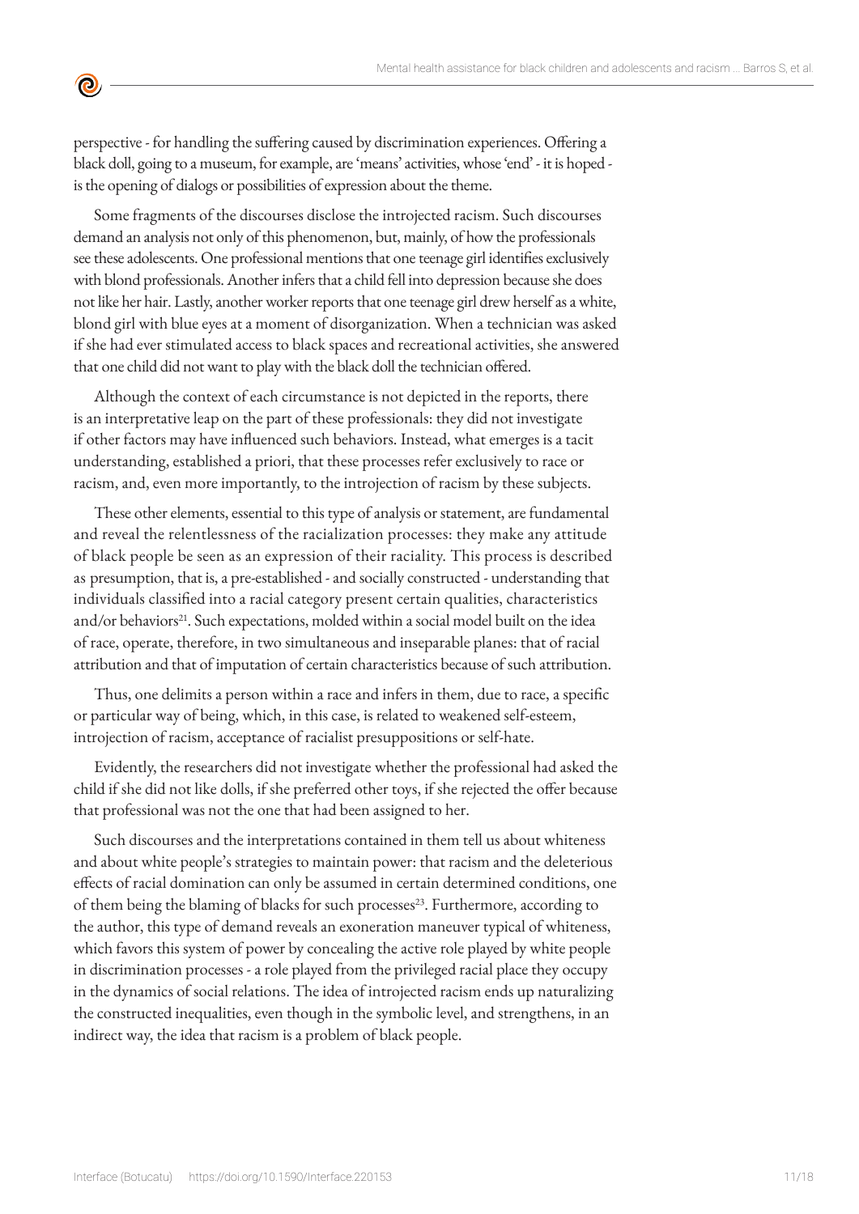perspective - for handling the suffering caused by discrimination experiences. Offering a black doll, going to a museum, for example, are 'means' activities, whose 'end' - it is hoped - is the opening of dialogs or possibilities of expression about the theme.

Some fragments of the discourses disclose the introjected racism. Such discourses demand an analysis not only of this phenomenon, but, mainly, of how the professionals see these adolescents. One professional mentions that one teenage girl identifies exclusively with blond professionals. Another infers that a child fell into depression because she does not like her hair. Lastly, another worker reports that one teenage girl drew herself as a white, blond girl with blue eyes at a moment of disorganization. When a technician was asked if she had ever stimulated access to black spaces and recreational activities, she answered that one child did not want to play with the black doll the technician offered.

Although the context of each circumstance is not depicted in the reports, there is an interpretative leap on the part of these professionals: they did not investigate if other factors may have influenced such behaviors. Instead, what emerges is a tacit understanding, established a priori, that these processes refer exclusively to race or racism, and, even more importantly, to the introjection of racism by these subjects.

These other elements, essential to this type of analysis or statement, are fundamental and reveal the relentlessness of the racialization processes: they make any attitude of black people be seen as an expression of their raciality. This process is described as presumption, that is, a pre-established - and socially constructed - understanding that individuals classified into a racial category present certain qualities, characteristics and/or behaviors[21]. Such expectations, molded within a social model built on the idea of race, operate, therefore, in two simultaneous and inseparable planes: that of racial attribution and that of imputation of certain characteristics because of such attribution.

Thus, one delimits a person within a race and infers in them, due to race, a specific or particular way of being, which, in this case, is related to weakened self-esteem, introjection of racism, acceptance of racialist presuppositions or self-hate.

Evidently, the researchers did not investigate whether the professional had asked the child if she did not like dolls, if she preferred other toys, if she rejected the offer because that professional was not the one that had been assigned to her.

Such discourses and the interpretations contained in them tell us about whiteness and about white people's strategies to maintain power: that racism and the deleterious effects of racial domination can only be assumed in certain determined conditions, one of them being the blaming of blacks for such processes[23]. Furthermore, according to the author, this type of demand reveals an exoneration maneuver typical of whiteness, which favors this system of power by concealing the active role played by white people in discrimination processes - a role played from the privileged racial place they occupy in the dynamics of social relations. The idea of introjected racism ends up naturalizing the constructed inequalities, even though in the symbolic level, and strengthens, in an indirect way, the idea that racism is a problem of black people.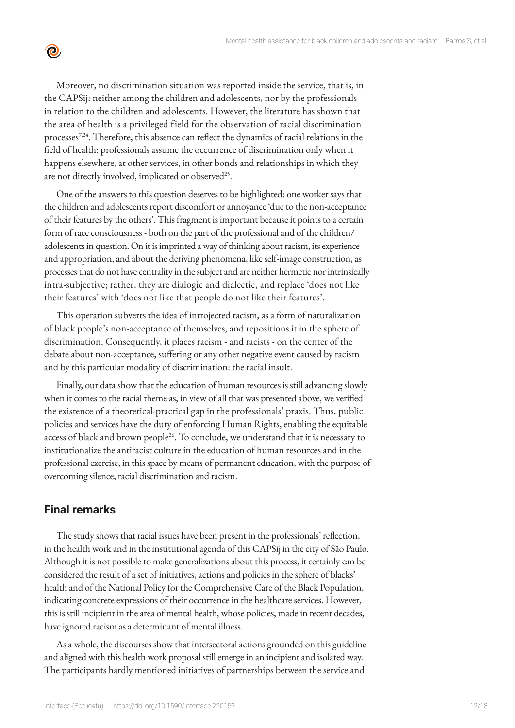Moreover, no discrimination situation was reported inside the service, that is, in the CAPSij: neither among the children and adolescents, nor by the professionals in relation to the children and adolescents. However, the literature has shown that the area of health is a privileged field for the observation of racial discrimination processes[7,24]. Therefore, this absence can reflect the dynamics of racial relations in the field of health: professionals assume the occurrence of discrimination only when it happens elsewhere, at other services, in other bonds and relationships in which they are not directly involved, implicated or observed[25].

One of the answers to this question deserves to be highlighted: one worker says that the children and adolescents report discomfort or annoyance 'due to the non-acceptance of their features by the others'. This fragment is important because it points to a certain form of race consciousness - both on the part of the professional and of the children/adolescents in question. On it is imprinted a way of thinking about racism, its experience and appropriation, and about the deriving phenomena, like self-image construction, as processes that do not have centrality in the subject and are neither hermetic nor intrinsically intra-subjective; rather, they are dialogic and dialectic, and replace 'does not like their features' with 'does not like that people do not like their features'.

This operation subverts the idea of introjected racism, as a form of naturalization of black people's non-acceptance of themselves, and repositions it in the sphere of discrimination. Consequently, it places racism - and racists - on the center of the debate about non-acceptance, suffering or any other negative event caused by racism and by this particular modality of discrimination: the racial insult.

Finally, our data show that the education of human resources is still advancing slowly when it comes to the racial theme as, in view of all that was presented above, we verified the existence of a theoretical-practical gap in the professionals' praxis. Thus, public policies and services have the duty of enforcing Human Rights, enabling the equitable access of black and brown people[26]. To conclude, we understand that it is necessary to institutionalize the antiracist culture in the education of human resources and in the professional exercise, in this space by means of permanent education, with the purpose of overcoming silence, racial discrimination and racism.

## Final remarks

The study shows that racial issues have been present in the professionals' reflection, in the health work and in the institutional agenda of this CAPSij in the city of São Paulo. Although it is not possible to make generalizations about this process, it certainly can be considered the result of a set of initiatives, actions and policies in the sphere of blacks' health and of the National Policy for the Comprehensive Care of the Black Population, indicating concrete expressions of their occurrence in the healthcare services. However, this is still incipient in the area of mental health, whose policies, made in recent decades, have ignored racism as a determinant of mental illness.

As a whole, the discourses show that intersectoral actions grounded on this guideline and aligned with this health work proposal still emerge in an incipient and isolated way. The participants hardly mentioned initiatives of partnerships between the service and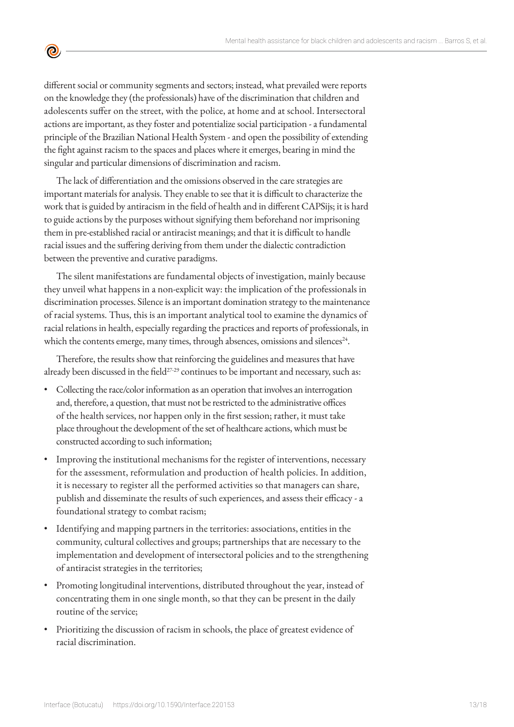different social or community segments and sectors; instead, what prevailed were reports on the knowledge they (the professionals) have of the discrimination that children and adolescents suffer on the street, with the police, at home and at school. Intersectoral actions are important, as they foster and potentialize social participation - a fundamental principle of the Brazilian National Health System - and open the possibility of extending the fight against racism to the spaces and places where it emerges, bearing in mind the singular and particular dimensions of discrimination and racism.

The lack of differentiation and the omissions observed in the care strategies are important materials for analysis. They enable to see that it is difficult to characterize the work that is guided by antiracism in the field of health and in different CAPSijs; it is hard to guide actions by the purposes without signifying them beforehand nor imprisoning them in pre-established racial or antiracist meanings; and that it is difficult to handle racial issues and the suffering deriving from them under the dialectic contradiction between the preventive and curative paradigms.

The silent manifestations are fundamental objects of investigation, mainly because they unveil what happens in a non-explicit way: the implication of the professionals in discrimination processes. Silence is an important domination strategy to the maintenance of racial systems. Thus, this is an important analytical tool to examine the dynamics of racial relations in health, especially regarding the practices and reports of professionals, in which the contents emerge, many times, through absences, omissions and silences[24].

Therefore, the results show that reinforcing the guidelines and measures that have already been discussed in the field[27-29] continues to be important and necessary, such as:

- Collecting the race/color information as an operation that involves an interrogation and, therefore, a question, that must not be restricted to the administrative offices of the health services, nor happen only in the first session; rather, it must take place throughout the development of the set of healthcare actions, which must be constructed according to such information;
- Improving the institutional mechanisms for the register of interventions, necessary for the assessment, reformulation and production of health policies. In addition, it is necessary to register all the performed activities so that managers can share, publish and disseminate the results of such experiences, and assess their efficacy - a foundational strategy to combat racism;
- Identifying and mapping partners in the territories: associations, entities in the community, cultural collectives and groups; partnerships that are necessary to the implementation and development of intersectoral policies and to the strengthening of antiracist strategies in the territories;
- Promoting longitudinal interventions, distributed throughout the year, instead of concentrating them in one single month, so that they can be present in the daily routine of the service;
- Prioritizing the discussion of racism in schools, the place of greatest evidence of racial discrimination.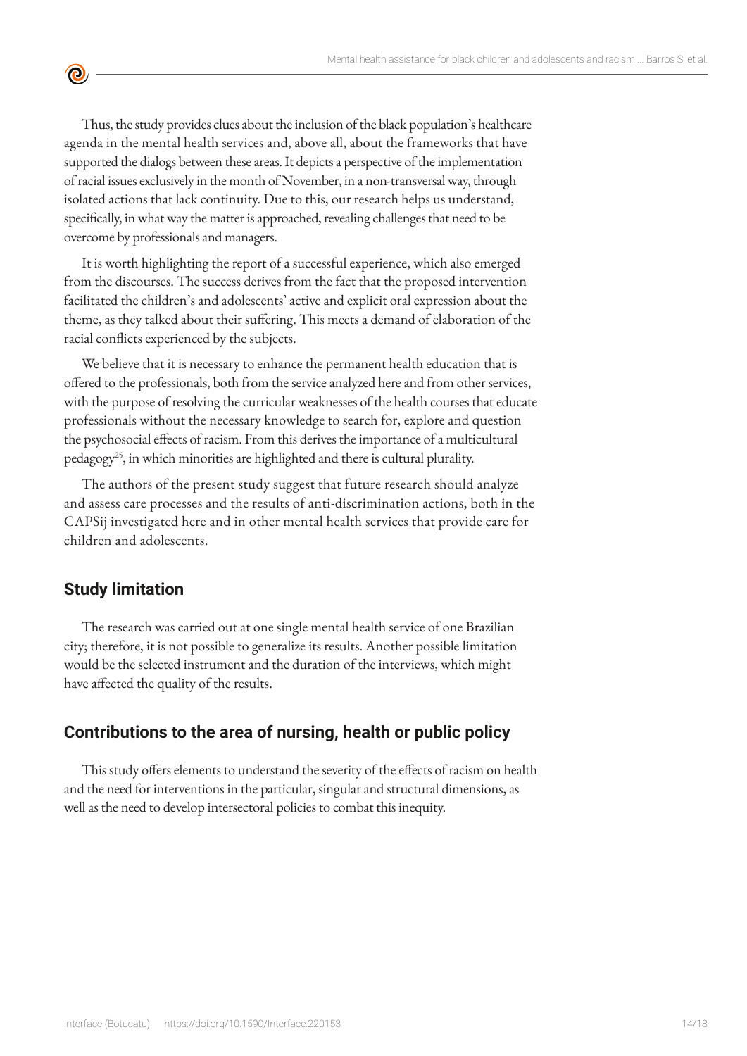Thus, the study provides clues about the inclusion of the black population's healthcare agenda in the mental health services and, above all, about the frameworks that have supported the dialogs between these areas. It depicts a perspective of the implementation of racial issues exclusively in the month of November, in a non-transversal way, through isolated actions that lack continuity. Due to this, our research helps us understand, specifically, in what way the matter is approached, revealing challenges that need to be overcome by professionals and managers.

It is worth highlighting the report of a successful experience, which also emerged from the discourses. The success derives from the fact that the proposed intervention facilitated the children's and adolescents' active and explicit oral expression about the theme, as they talked about their suffering. This meets a demand of elaboration of the racial conflicts experienced by the subjects.

We believe that it is necessary to enhance the permanent health education that is offered to the professionals, both from the service analyzed here and from other services, with the purpose of resolving the curricular weaknesses of the health courses that educate professionals without the necessary knowledge to search for, explore and question the psychosocial effects of racism. From this derives the importance of a multicultural pedagogy[25], in which minorities are highlighted and there is cultural plurality.

The authors of the present study suggest that future research should analyze and assess care processes and the results of anti-discrimination actions, both in the CAPSij investigated here and in other mental health services that provide care for children and adolescents.

## Study limitation

The research was carried out at one single mental health service of one Brazilian city; therefore, it is not possible to generalize its results. Another possible limitation would be the selected instrument and the duration of the interviews, which might have affected the quality of the results.

## Contributions to the area of nursing, health or public policy

This study offers elements to understand the severity of the effects of racism on health and the need for interventions in the particular, singular and structural dimensions, as well as the need to develop intersectoral policies to combat this inequity.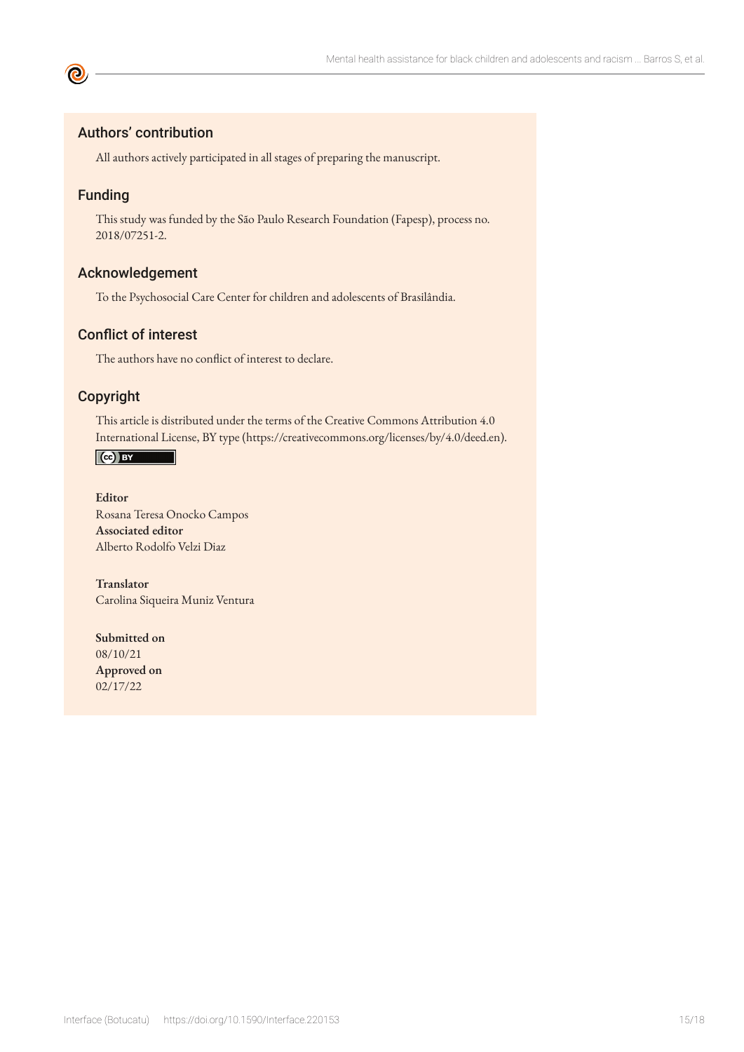## Authors' contribution

All authors actively participated in all stages of preparing the manuscript.

## Funding

This study was funded by the São Paulo Research Foundation (Fapesp), process no. 2018/07251-2.

## Acknowledgement

To the Psychosocial Care Center for children and adolescents of Brasilândia.

## Conflict of interest

The authors have no conflict of interest to declare.

## Copyright

This article is distributed under the terms of the Creative Commons Attribution 4.0 International License, BY type (https://creativecommons.org/licenses/by/4.0/deed.en).

**Editor**
Rosana Teresa Onocko Campos
**Associated editor**
Alberto Rodolfo Velzi Diaz

**Translator**
Carolina Siqueira Muniz Ventura

**Submitted on**
08/10/21
**Approved on**
02/17/22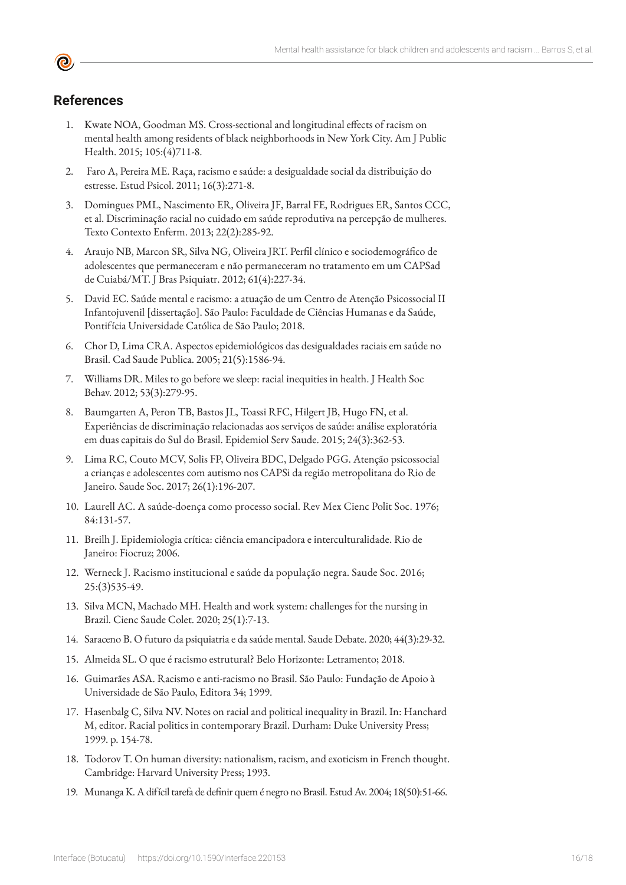## References

1. Kwate NOA, Goodman MS. Cross-sectional and longitudinal effects of racism on mental health among residents of black neighborhoods in New York City. Am J Public Health. 2015; 105:(4)711-8.
2. Faro A, Pereira ME. Raça, racismo e saúde: a desigualdade social da distribuição do estresse. Estud Psicol. 2011; 16(3):271-8.
3. Domingues PML, Nascimento ER, Oliveira JF, Barral FE, Rodrigues ER, Santos CCC, et al. Discriminação racial no cuidado em saúde reprodutiva na percepção de mulheres. Texto Contexto Enferm. 2013; 22(2):285-92.
4. Araujo NB, Marcon SR, Silva NG, Oliveira JRT. Perfil clínico e sociodemográfico de adolescentes que permaneceram e não permaneceram no tratamento em um CAPSad de Cuiabá/MT. J Bras Psiquiatr. 2012; 61(4):227-34.
5. David EC. Saúde mental e racismo: a atuação de um Centro de Atenção Psicossocial II Infantojuvenil [dissertação]. São Paulo: Faculdade de Ciências Humanas e da Saúde, Pontifícia Universidade Católica de São Paulo; 2018.
6. Chor D, Lima CRA. Aspectos epidemiológicos das desigualdades raciais em saúde no Brasil. Cad Saude Publica. 2005; 21(5):1586-94.
7. Williams DR. Miles to go before we sleep: racial inequities in health. J Health Soc Behav. 2012; 53(3):279-95.
8. Baumgarten A, Peron TB, Bastos JL, Toassi RFC, Hilgert JB, Hugo FN, et al. Experiências de discriminação relacionadas aos serviços de saúde: análise exploratória em duas capitais do Sul do Brasil. Epidemiol Serv Saude. 2015; 24(3):362-53.
9. Lima RC, Couto MCV, Solis FP, Oliveira BDC, Delgado PGG. Atenção psicossocial a crianças e adolescentes com autismo nos CAPSi da região metropolitana do Rio de Janeiro. Saude Soc. 2017; 26(1):196-207.
10. Laurell AC. A saúde-doença como processo social. Rev Mex Cienc Polit Soc. 1976; 84:131-57.
11. Breilh J. Epidemiologia crítica: ciência emancipadora e interculturalidade. Rio de Janeiro: Fiocruz; 2006.
12. Werneck J. Racismo institucional e saúde da população negra. Saude Soc. 2016; 25:(3)535-49.
13. Silva MCN, Machado MH. Health and work system: challenges for the nursing in Brazil. Cienc Saude Colet. 2020; 25(1):7-13.
14. Saraceno B. O futuro da psiquiatria e da saúde mental. Saude Debate. 2020; 44(3):29-32.
15. Almeida SL. O que é racismo estrutural? Belo Horizonte: Letramento; 2018.
16. Guimarães ASA. Racismo e anti-racismo no Brasil. São Paulo: Fundação de Apoio à Universidade de São Paulo, Editora 34; 1999.
17. Hasenbalg C, Silva NV. Notes on racial and political inequality in Brazil. In: Hanchard M, editor. Racial politics in contemporary Brazil. Durham: Duke University Press; 1999. p. 154-78.
18. Todorov T. On human diversity: nationalism, racism, and exoticism in French thought. Cambridge: Harvard University Press; 1993.
19. Munanga K. A difícil tarefa de definir quem é negro no Brasil. Estud Av. 2004; 18(50):51-66.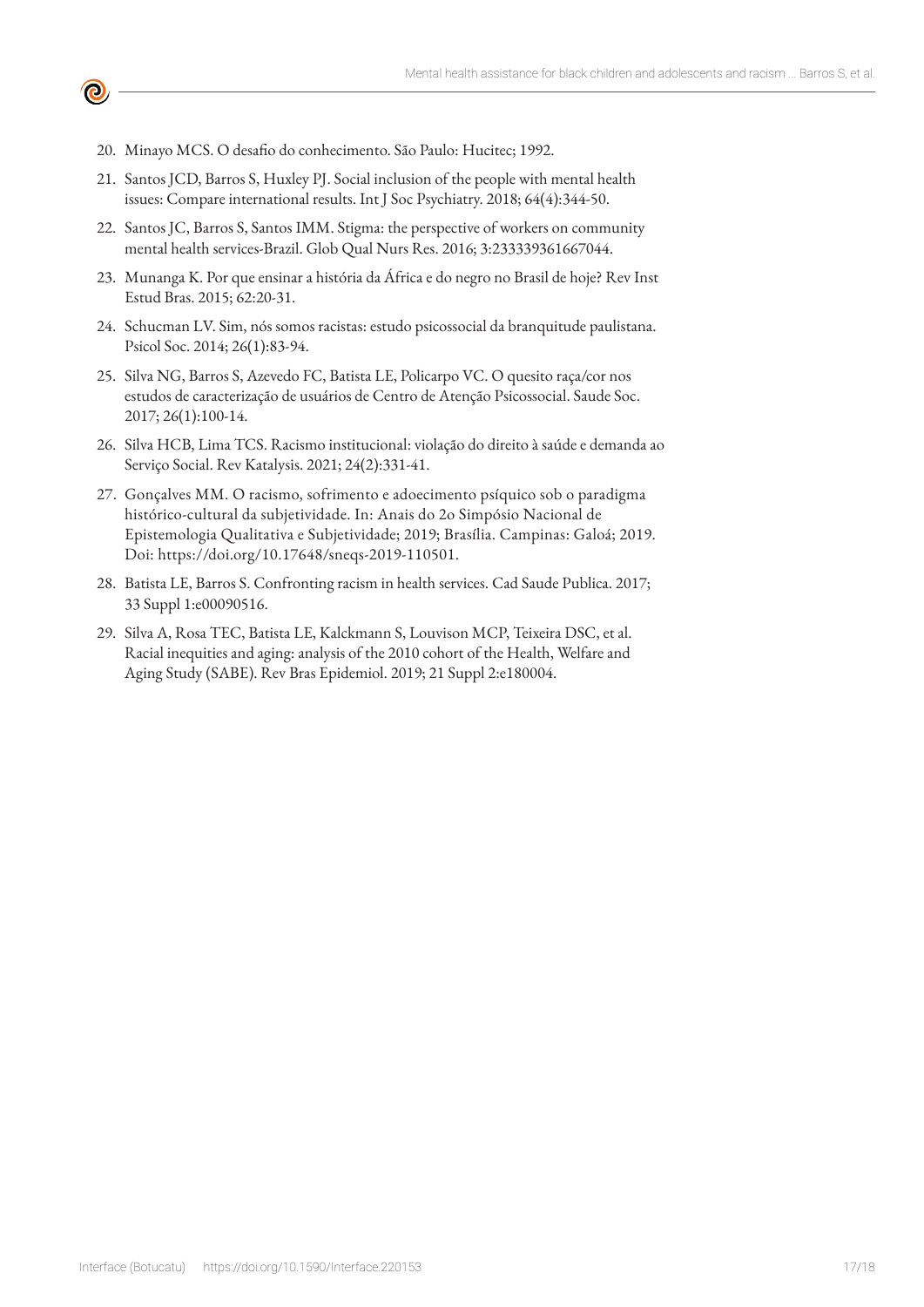20. Minayo MCS. O desafio do conhecimento. São Paulo: Hucitec; 1992.
21. Santos JCD, Barros S, Huxley PJ. Social inclusion of the people with mental health issues: Compare international results. Int J Soc Psychiatry. 2018; 64(4):344-50.
22. Santos JC, Barros S, Santos IMM. Stigma: the perspective of workers on community mental health services-Brazil. Glob Qual Nurs Res. 2016; 3:233339361667044.
23. Munanga K. Por que ensinar a história da África e do negro no Brasil de hoje? Rev Inst Estud Bras. 2015; 62:20-31.
24. Schucman LV. Sim, nós somos racistas: estudo psicossocial da branquitude paulistana. Psicol Soc. 2014; 26(1):83-94.
25. Silva NG, Barros S, Azevedo FC, Batista LE, Policarpo VC. O quesito raça/cor nos estudos de caracterização de usuários de Centro de Atenção Psicossocial. Saude Soc. 2017; 26(1):100-14.
26. Silva HCB, Lima TCS. Racismo institucional: violação do direito à saúde e demanda ao Serviço Social. Rev Katalysis. 2021; 24(2):331-41.
27. Gonçalves MM. O racismo, sofrimento e adoecimento psíquico sob o paradigma histórico-cultural da subjetividade. In: Anais do 2o Simpósio Nacional de Epistemologia Qualitativa e Subjetividade; 2019; Brasília. Campinas: Galoá; 2019. Doi: https://doi.org/10.17648/sneqs-2019-110501.
28. Batista LE, Barros S. Confronting racism in health services. Cad Saude Publica. 2017; 33 Suppl 1:e00090516.
29. Silva A, Rosa TEC, Batista LE, Kalckmann S, Louvison MCP, Teixeira DSC, et al. Racial inequities and aging: analysis of the 2010 cohort of the Health, Welfare and Aging Study (SABE). Rev Bras Epidemiol. 2019; 21 Suppl 2:e180004.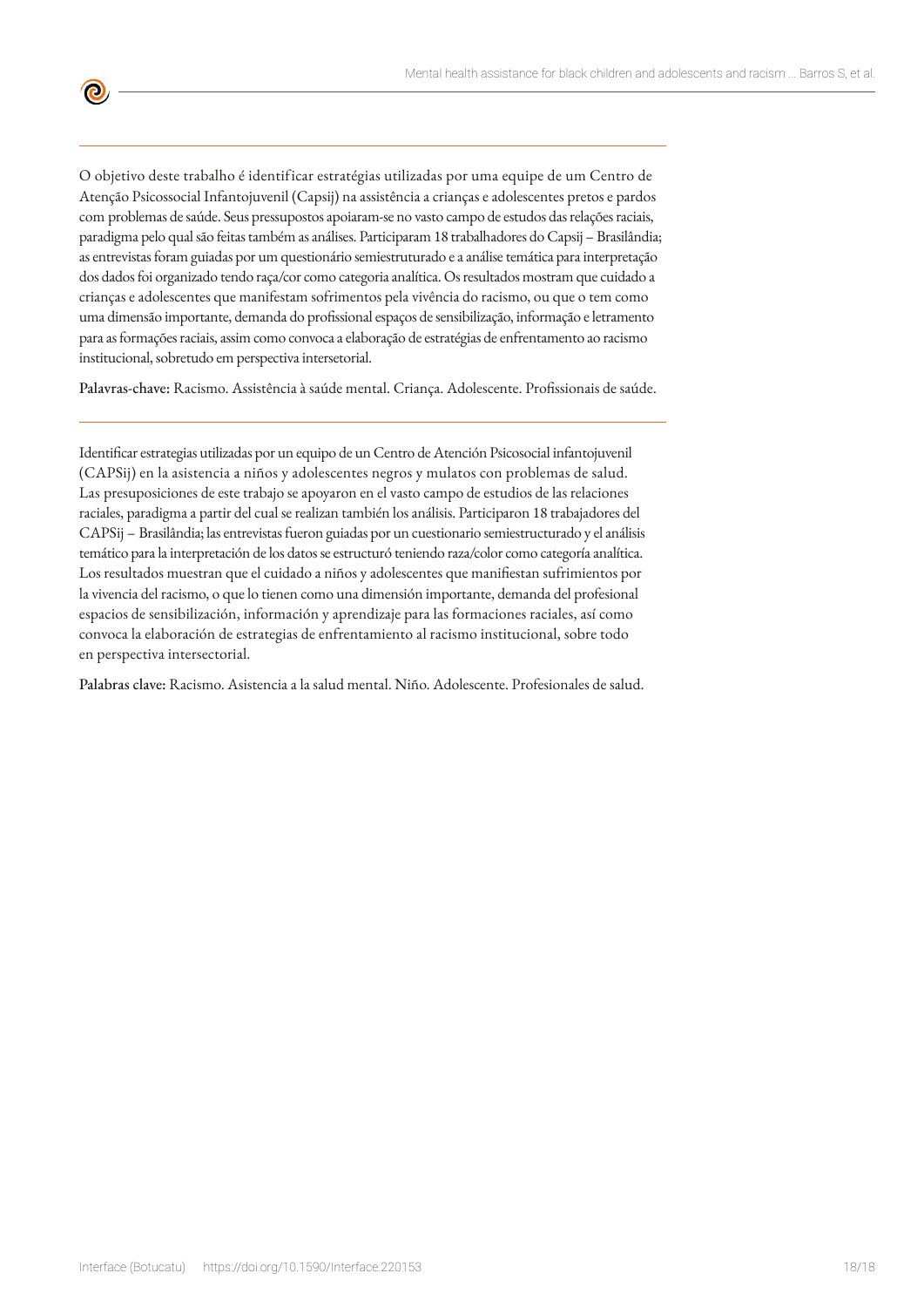O objetivo deste trabalho é identificar estratégias utilizadas por uma equipe de um Centro de Atenção Psicossocial Infantojuvenil (Capsij) na assistência a crianças e adolescentes pretos e pardos com problemas de saúde. Seus pressupostos apoiaram-se no vasto campo de estudos das relações raciais, paradigma pelo qual são feitas também as análises. Participaram 18 trabalhadores do Capsij – Brasilândia; as entrevistas foram guiadas por um questionário semiestruturado e a análise temática para interpretação dos dados foi organizado tendo raça/cor como categoria analítica. Os resultados mostram que cuidado a crianças e adolescentes que manifestam sofrimentos pela vivência do racismo, ou que o tem como uma dimensão importante, demanda do profissional espaços de sensibilização, informação e letramento para as formações raciais, assim como convoca a elaboração de estratégias de enfrentamento ao racismo institucional, sobretudo em perspectiva intersetorial.

**Palavras-chave:** Racismo. Assistência à saúde mental. Criança. Adolescente. Profissionais de saúde.

Identificar estrategias utilizadas por un equipo de un Centro de Atención Psicosocial infantojuvenil (CAPSij) en la asistencia a niños y adolescentes negros y mulatos con problemas de salud. Las presuposiciones de este trabajo se apoyaron en el vasto campo de estudios de las relaciones raciales, paradigma a partir del cual se realizan también los análisis. Participaron 18 trabajadores del CAPSij – Brasilândia; las entrevistas fueron guiadas por un cuestionario semiestructurado y el análisis temático para la interpretación de los datos se estructuró teniendo raza/color como categoría analítica. Los resultados muestran que el cuidado a niños y adolescentes que manifiestan sufrimientos por la vivencia del racismo, o que lo tienen como una dimensión importante, demanda del profesional espacios de sensibilización, información y aprendizaje para las formaciones raciales, así como convoca la elaboración de estrategias de enfrentamiento al racismo institucional, sobre todo en perspectiva intersectorial.

**Palabras clave:** Racismo. Asistencia a la salud mental. Niño. Adolescente. Profesionales de salud.